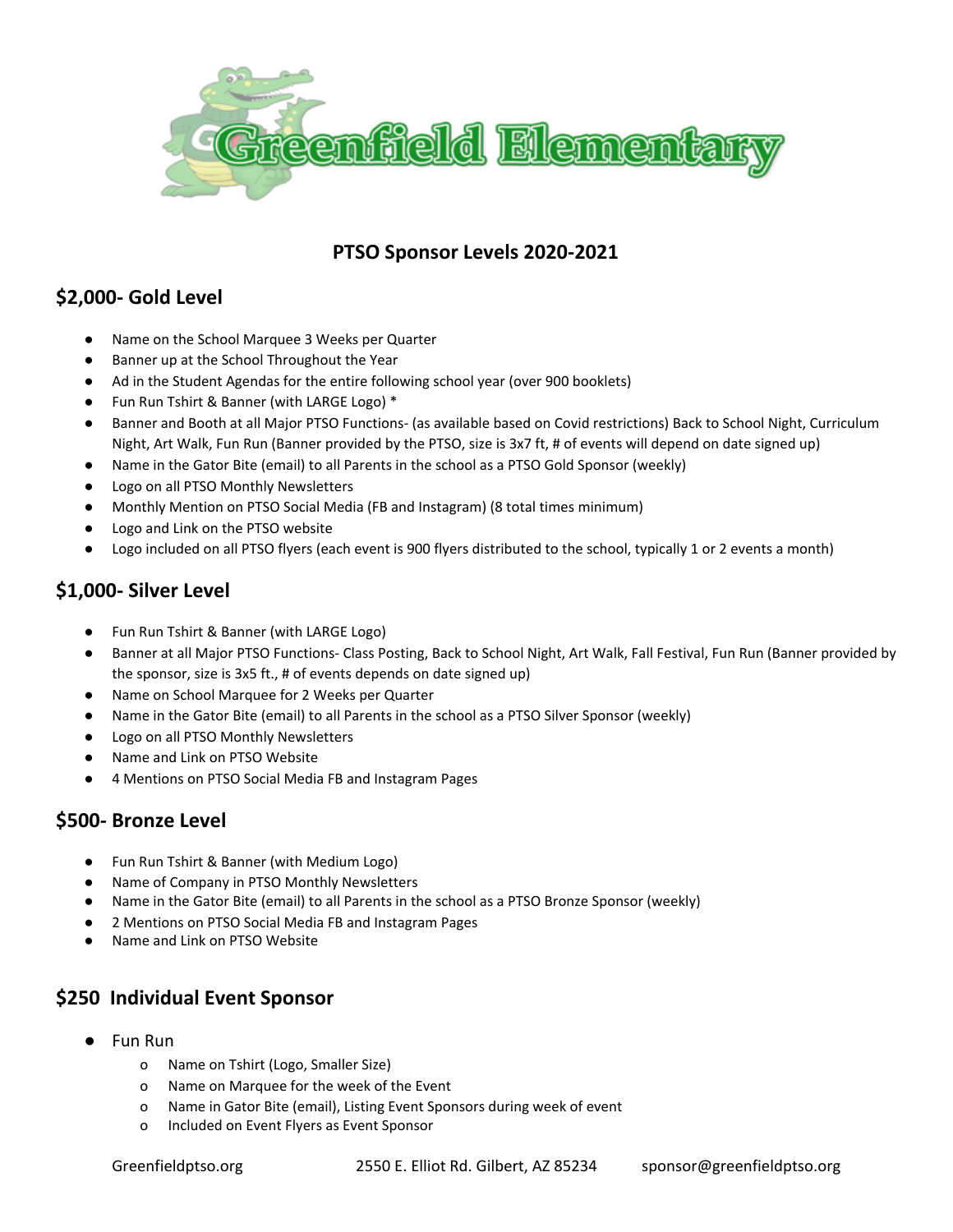# Greenfield Elementary

## PTSO Sponsor Levels 2020-2021

### $2,000- Gold Level

- Name on the School Marquee 3 Weeks per Quarter
- Banner up at the School Throughout the Year
- Ad in the Student Agendas for the entire following school year (over 900 booklets)
- Fun Run Tshirt & Banner (with LARGE Logo) *
- Banner and Booth at all Major PTSO Functions- (as available based on Covid restrictions) Back to School Night, Curriculum Night, Art Walk, Fun Run (Banner provided by the PTSO, size is 3x7 ft, # of events will depend on date signed up)
- Name in the Gator Bite (email) to all Parents in the school as a PTSO Gold Sponsor (weekly)
- Logo on all PTSO Monthly Newsletters
- Monthly Mention on PTSO Social Media (FB and Instagram) (8 total times minimum)
- Logo and Link on the PTSO website
- Logo included on all PTSO flyers (each event is 900 flyers distributed to the school, typically 1 or 2 events a month)

### $1,000- Silver Level

- Fun Run Tshirt & Banner (with LARGE Logo)
- Banner at all Major PTSO Functions- Class Posting, Back to School Night, Art Walk, Fall Festival, Fun Run (Banner provided by the sponsor, size is 3x5 ft., # of events depends on date signed up)
- Name on School Marquee for 2 Weeks per Quarter
- Name in the Gator Bite (email) to all Parents in the school as a PTSO Silver Sponsor (weekly)
- Logo on all PTSO Monthly Newsletters
- Name and Link on PTSO Website
- 4 Mentions on PTSO Social Media FB and Instagram Pages

### $500- Bronze Level

- Fun Run Tshirt & Banner (with Medium Logo)
- Name of Company in PTSO Monthly Newsletters
- Name in the Gator Bite (email) to all Parents in the school as a PTSO Bronze Sponsor (weekly)
- 2 Mentions on PTSO Social Media FB and Instagram Pages
- Name and Link on PTSO Website

### $250 Individual Event Sponsor

- Fun Run
  - Name on Tshirt (Logo, Smaller Size)
  - Name on Marquee for the week of the Event
  - Name in Gator Bite (email), Listing Event Sponsors during week of event
  - Included on Event Flyers as Event Sponsor

Greenfieldptso.org 2550 E. Elliot Rd. Gilbert, AZ 85234 sponsor@greenfieldptso.org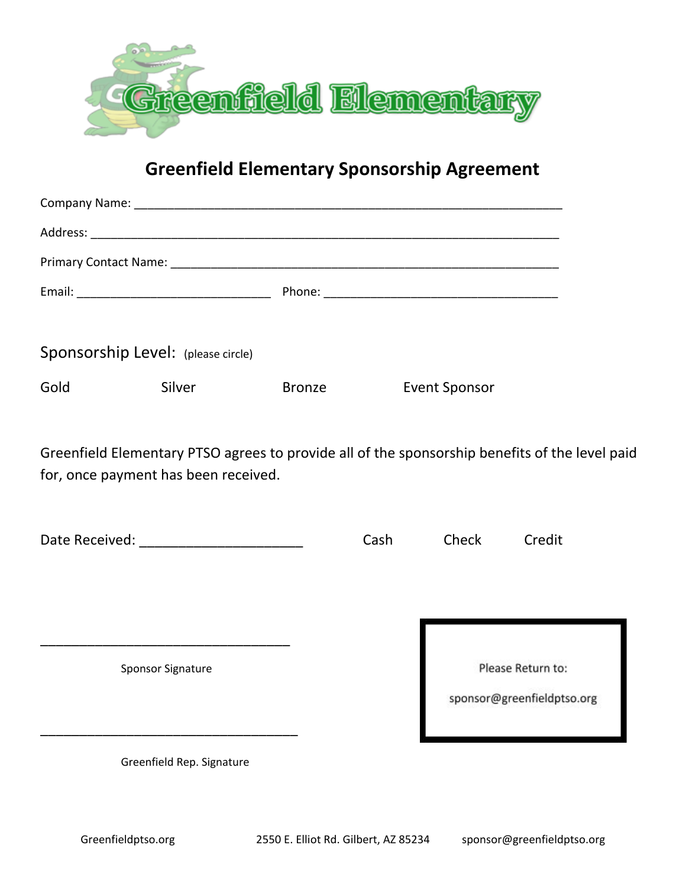Greenfield Elementary

# Greenfield Elementary Sponsorship Agreement

Company Name: ___________________________________________________________________

Address: ______________________________________________________________________

Primary Contact Name: ____________________________________________________________

Email: ____________________________ Phone: __________________________________

## Sponsorship Level: (please circle)

Gold Silver Bronze Event Sponsor

Greenfield Elementary PTSO agrees to provide all of the sponsorship benefits of the level paid for, once payment has been received.

Date Received: ______________________ Cash Check Credit

___________________________________

Sponsor Signature

___________________________________

Greenfield Rep. Signature

Please Return to:

sponsor@greenfieldptso.org

Greenfieldptso.org 2550 E. Elliot Rd. Gilbert, AZ 85234 sponsor@greenfieldptso.org